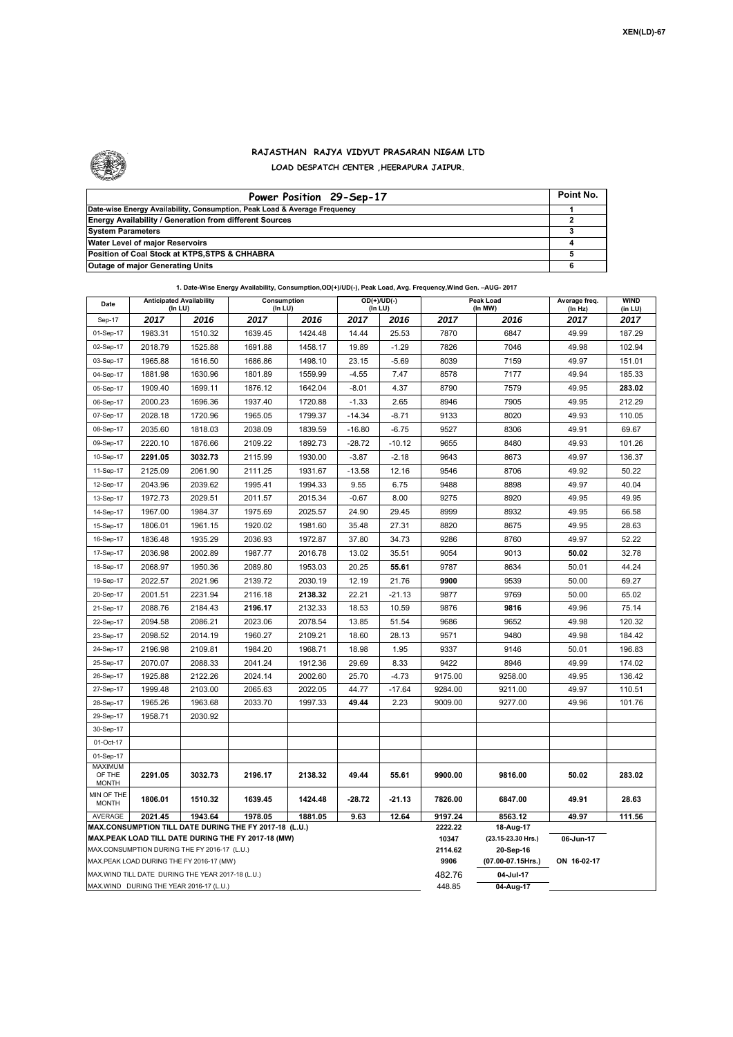XEN(LD)-67

# RAJASTHAN RAJYA VIDYUT PRASARAN NIGAM LTD

## LOAD DESPATCH CENTER ,HEERAPURA JAIPUR.

| Power Position 29-Sep-17 | Point No. |
|---|---|
| Date-wise Energy Availability, Consumption, Peak Load & Average Frequency | 1 |
| Energy Availability / Generation from different Sources | 2 |
| System Parameters | 3 |
| Water Level of major Reservoirs | 4 |
| Position of Coal Stock at KTPS,STPS & CHHABRA | 5 |
| Outage of major Generating Units | 6 |

**1. Date-Wise Energy Availability, Consumption,OD(+)/UD(-), Peak Load, Avg. Frequency,Wind Gen. –AUG- 2017**

| Date | Anticipated Availability (In LU) | | Consumption (In LU) | | OD(+)/UD(-) (In LU) | | Peak Load (In MW) | | Average freq. (In Hz) | WIND (in LU) |
|---|---|---|---|---|---|---|---|---|---|---|
| Sep-17 | 2017 | 2016 | 2017 | 2016 | 2017 | 2016 | 2017 | 2016 | 2017 | 2017 |
| 01-Sep-17 | 1983.31 | 1510.32 | 1639.45 | 1424.48 | 14.44 | 25.53 | 7870 | 6847 | 49.99 | 187.29 |
| 02-Sep-17 | 2018.79 | 1525.88 | 1691.88 | 1458.17 | 19.89 | -1.29 | 7826 | 7046 | 49.98 | 102.94 |
| 03-Sep-17 | 1965.88 | 1616.50 | 1686.86 | 1498.10 | 23.15 | -5.69 | 8039 | 7159 | 49.97 | 151.01 |
| 04-Sep-17 | 1881.98 | 1630.96 | 1801.89 | 1559.99 | -4.55 | 7.47 | 8578 | 7177 | 49.94 | 185.33 |
| 05-Sep-17 | 1909.40 | 1699.11 | 1876.12 | 1642.04 | -8.01 | 4.37 | 8790 | 7579 | 49.95 | **283.02** |
| 06-Sep-17 | 2000.23 | 1696.36 | 1937.40 | 1720.88 | -1.33 | 2.65 | 8946 | 7905 | 49.95 | 212.29 |
| 07-Sep-17 | 2028.18 | 1720.96 | 1965.05 | 1799.37 | -14.34 | -8.71 | 9133 | 8020 | 49.93 | 110.05 |
| 08-Sep-17 | 2035.60 | 1818.03 | 2038.09 | 1839.59 | -16.80 | -6.75 | 9527 | 8306 | 49.91 | 69.67 |
| 09-Sep-17 | 2220.10 | 1876.66 | 2109.22 | 1892.73 | -28.72 | -10.12 | 9655 | 8480 | 49.93 | 101.26 |
| 10-Sep-17 | **2291.05** | **3032.73** | 2115.99 | 1930.00 | -3.87 | -2.18 | 9643 | 8673 | 49.97 | 136.37 |
| 11-Sep-17 | 2125.09 | 2061.90 | 2111.25 | 1931.67 | -13.58 | 12.16 | 9546 | 8706 | 49.92 | 50.22 |
| 12-Sep-17 | 2043.96 | 2039.62 | 1995.41 | 1994.33 | 9.55 | 6.75 | 9488 | 8898 | 49.97 | 40.04 |
| 13-Sep-17 | 1972.73 | 2029.51 | 2011.57 | 2015.34 | -0.67 | 8.00 | 9275 | 8920 | 49.95 | 49.95 |
| 14-Sep-17 | 1967.00 | 1984.37 | 1975.69 | 2025.57 | 24.90 | 29.45 | 8999 | 8932 | 49.95 | 66.58 |
| 15-Sep-17 | 1806.01 | 1961.15 | 1920.02 | 1981.60 | 35.48 | 27.31 | 8820 | 8675 | 49.95 | 28.63 |
| 16-Sep-17 | 1836.48 | 1935.29 | 2036.93 | 1972.87 | 37.80 | 34.73 | 9286 | 8760 | 49.97 | 52.22 |
| 17-Sep-17 | 2036.98 | 2002.89 | 1987.77 | 2016.78 | 13.02 | 35.51 | 9054 | 9013 | **50.02** | 32.78 |
| 18-Sep-17 | 2068.97 | 1950.36 | 2089.80 | 1953.03 | 20.25 | **55.61** | 9787 | 8634 | 50.01 | 44.24 |
| 19-Sep-17 | 2022.57 | 2021.96 | 2139.72 | 2030.19 | 12.19 | 21.76 | **9900** | 9539 | 50.00 | 69.27 |
| 20-Sep-17 | 2001.51 | 2231.94 | 2116.18 | **2138.32** | 22.21 | -21.13 | 9877 | 9769 | 50.00 | 65.02 |
| 21-Sep-17 | 2088.76 | 2184.43 | **2196.17** | 2132.33 | 18.53 | 10.59 | 9876 | **9816** | 49.96 | 75.14 |
| 22-Sep-17 | 2094.58 | 2086.21 | 2023.06 | 2078.54 | 13.85 | 51.54 | 9686 | 9652 | 49.98 | 120.32 |
| 23-Sep-17 | 2098.52 | 2014.19 | 1960.27 | 2109.21 | 18.60 | 28.13 | 9571 | 9480 | 49.98 | 184.42 |
| 24-Sep-17 | 2196.98 | 2109.81 | 1984.20 | 1968.71 | 18.98 | 1.95 | 9337 | 9146 | 50.01 | 196.83 |
| 25-Sep-17 | 2070.07 | 2088.33 | 2041.24 | 1912.36 | 29.69 | 8.33 | 9422 | 8946 | 49.99 | 174.02 |
| 26-Sep-17 | 1925.88 | 2122.26 | 2024.14 | 2002.60 | 25.70 | -4.73 | 9175.00 | 9258.00 | 49.95 | 136.42 |
| 27-Sep-17 | 1999.48 | 2103.00 | 2065.63 | 2022.05 | 44.77 | -17.64 | 9284.00 | 9211.00 | 49.97 | 110.51 |
| 28-Sep-17 | 1965.26 | 1963.68 | 2033.70 | 1997.33 | **49.44** | 2.23 | 9009.00 | 9277.00 | 49.96 | 101.76 |
| 29-Sep-17 | 1958.71 | 2030.92 | | | | | | | | |
| 30-Sep-17 | | | | | | | | | | |
| 01-Oct-17 | | | | | | | | | | |
| 01-Sep-17 | | | | | | | | | | |
| MAXIMUM OF THE MONTH | 2291.05 | 3032.73 | 2196.17 | 2138.32 | 49.44 | 55.61 | 9900.00 | 9816.00 | 50.02 | 283.02 |
| MIN OF THE MONTH | 1806.01 | 1510.32 | 1639.45 | 1424.48 | -28.72 | -21.13 | 7826.00 | 6847.00 | 49.91 | 28.63 |
| AVERAGE | 2021.45 | 1943.64 | 1978.05 | 1881.05 | 9.63 | 12.64 | 9197.24 | 8563.12 | 49.97 | 111.56 |
| MAX.CONSUMPTION TILL DATE DURING THE FY 2017-18 (L.U.) | | | | | | | 2222.22 | 18-Aug-17 | | |
| MAX.PEAK LOAD TILL DATE DURING THE FY 2017-18 (MW) | | | | | | | 10347 | (23.15-23.30 Hrs.) | 06-Jun-17 | |
| MAX.CONSUMPTION DURING THE FY 2016-17 (L.U.) | | | | | | | 2114.62 | 20-Sep-16 | | |
| MAX.PEAK LOAD DURING THE FY 2016-17 (MW) | | | | | | | 9906 | (07.00-07.15Hrs.) | ON 16-02-17 | |
| MAX.WIND TILL DATE DURING THE YEAR 2017-18 (L.U.) | | | | | | | 482.76 | 04-Jul-17 | | |
| MAX.WIND DURING THE YEAR 2016-17 (L.U.) | | | | | | | 448.85 | 04-Aug-17 | | |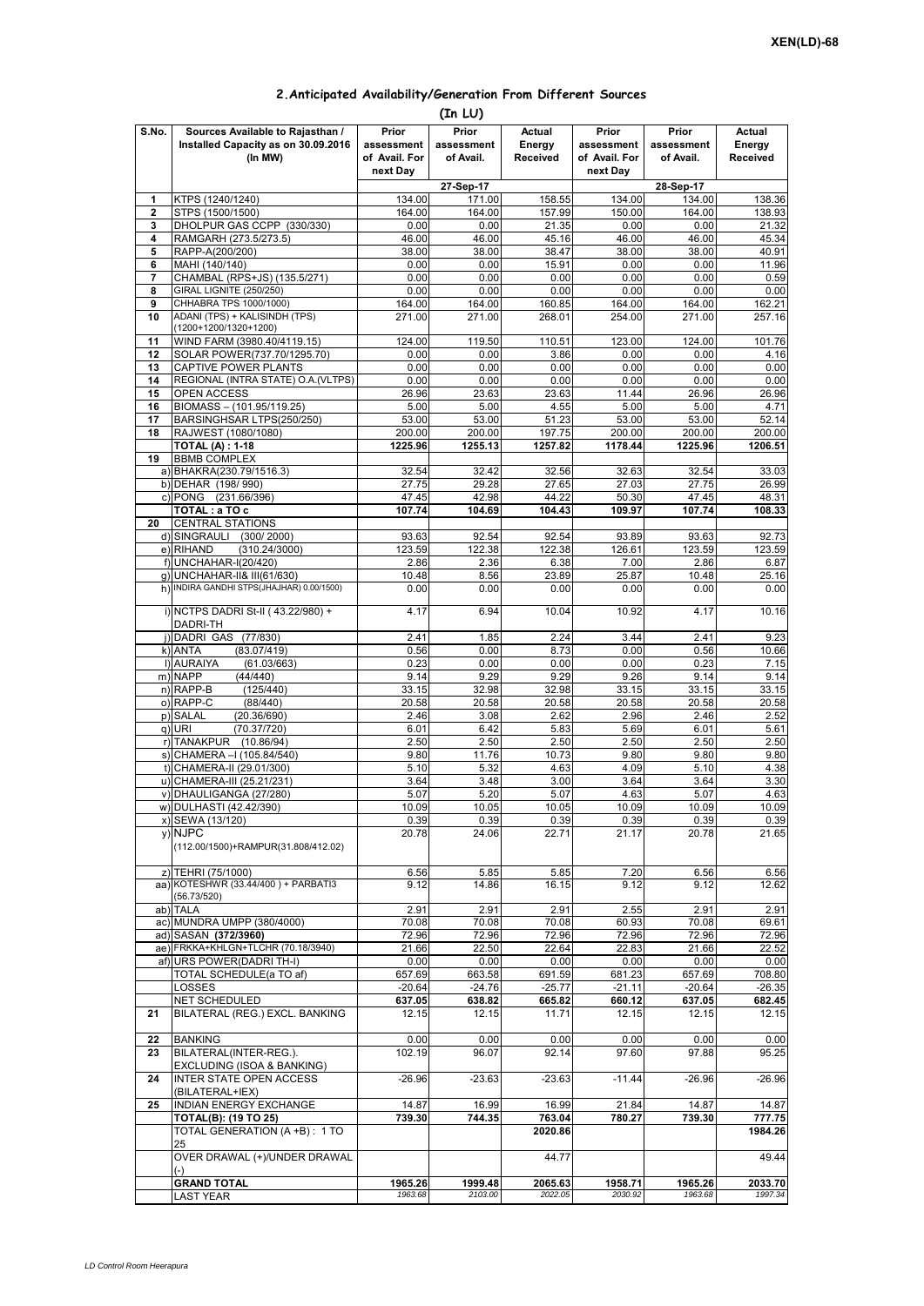XEN(LD)-68

## 2.Anticipated Availability/Generation From Different Sources

(In LU)

| S.No. | Sources Available to Rajasthan / Installed Capacity as on 30.09.2016 (In MW) | Prior assessment of Avail. For next Day | Prior assessment of Avail. | Actual Energy Received | Prior assessment of Avail. For next Day | Prior assessment of Avail. | Actual Energy Received |
|---|---|---|---|---|---|---|---|
| | | 27-Sep-17 | | | 28-Sep-17 | | |
| 1 | KTPS (1240/1240) | 134.00 | 171.00 | 158.55 | 134.00 | 134.00 | 138.36 |
| 2 | STPS (1500/1500) | 164.00 | 164.00 | 157.99 | 150.00 | 164.00 | 138.93 |
| 3 | DHOLPUR GAS CCPP (330/330) | 0.00 | 0.00 | 21.35 | 0.00 | 0.00 | 21.32 |
| 4 | RAMGARH (273.5/273.5) | 46.00 | 46.00 | 45.16 | 46.00 | 46.00 | 45.34 |
| 5 | RAPP-A(200/200) | 38.00 | 38.00 | 38.47 | 38.00 | 38.00 | 40.91 |
| 6 | MAHI (140/140) | 0.00 | 0.00 | 15.91 | 0.00 | 0.00 | 11.96 |
| 7 | CHAMBAL (RPS+JS) (135.5/271) | 0.00 | 0.00 | 0.00 | 0.00 | 0.00 | 0.59 |
| 8 | GIRAL LIGNITE (250/250) | 0.00 | 0.00 | 0.00 | 0.00 | 0.00 | 0.00 |
| 9 | CHHABRA TPS 1000/1000) | 164.00 | 164.00 | 160.85 | 164.00 | 164.00 | 162.21 |
| 10 | ADANI (TPS) + KALISINDH (TPS) (1200+1200/1320+1200) | 271.00 | 271.00 | 268.01 | 254.00 | 271.00 | 257.16 |
| 11 | WIND FARM (3980.40/4119.15) | 124.00 | 119.50 | 110.51 | 123.00 | 124.00 | 101.76 |
| 12 | SOLAR POWER(737.70/1295.70) | 0.00 | 0.00 | 3.86 | 0.00 | 0.00 | 4.16 |
| 13 | CAPTIVE POWER PLANTS | 0.00 | 0.00 | 0.00 | 0.00 | 0.00 | 0.00 |
| 14 | REGIONAL (INTRA STATE) O.A.(VLTPS) | 0.00 | 0.00 | 0.00 | 0.00 | 0.00 | 0.00 |
| 15 | OPEN ACCESS | 26.96 | 23.63 | 23.63 | 11.44 | 26.96 | 26.96 |
| 16 | BIOMASS – (101.95/119.25) | 5.00 | 5.00 | 4.55 | 5.00 | 5.00 | 4.71 |
| 17 | BARSINGHSAR LTPS(250/250) | 53.00 | 53.00 | 51.23 | 53.00 | 53.00 | 52.14 |
| 18 | RAJWEST (1080/1080) | 200.00 | 200.00 | 197.75 | 200.00 | 200.00 | 200.00 |
| | **TOTAL (A) : 1-18** | **1225.96** | **1255.13** | **1257.82** | **1178.44** | **1225.96** | **1206.51** |
| 19 | BBMB COMPLEX | | | | | | |
| | a) BHAKRA(230.79/1516.3) | 32.54 | 32.42 | 32.56 | 32.63 | 32.54 | 33.03 |
| | b) DEHAR (198/ 990) | 27.75 | 29.28 | 27.65 | 27.03 | 27.75 | 26.99 |
| | c) PONG (231.66/396) | 47.45 | 42.98 | 44.22 | 50.30 | 47.45 | 48.31 |
| | **TOTAL : a TO c** | **107.74** | **104.69** | **104.43** | **109.97** | **107.74** | **108.33** |
| 20 | CENTRAL STATIONS | | | | | | |
| | d) SINGRAULI (300/ 2000) | 93.63 | 92.54 | 92.54 | 93.89 | 93.63 | 92.73 |
| | e) RIHAND (310.24/3000) | 123.59 | 122.38 | 122.38 | 126.61 | 123.59 | 123.59 |
| | f) UNCHAHAR-I(20/420) | 2.86 | 2.36 | 6.38 | 7.00 | 2.86 | 6.87 |
| | g) UNCHAHAR-II& III(61/630) | 10.48 | 8.56 | 23.89 | 25.87 | 10.48 | 25.16 |
| | h) INDIRA GANDHI STPS(JHAJHAR) 0.00/1500) | 0.00 | 0.00 | 0.00 | 0.00 | 0.00 | 0.00 |
| | i) NCTPS DADRI St-II ( 43.22/980) + DADRI-TH | 4.17 | 6.94 | 10.04 | 10.92 | 4.17 | 10.16 |
| | j) DADRI GAS (77/830) | 2.41 | 1.85 | 2.24 | 3.44 | 2.41 | 9.23 |
| | k) ANTA (83.07/419) | 0.56 | 0.00 | 8.73 | 0.00 | 0.56 | 10.66 |
| | l) AURAIYA (61.03/663) | 0.23 | 0.00 | 0.00 | 0.00 | 0.23 | 7.15 |
| | m) NAPP (44/440) | 9.14 | 9.29 | 9.29 | 9.26 | 9.14 | 9.14 |
| | n) RAPP-B (125/440) | 33.15 | 32.98 | 32.98 | 33.15 | 33.15 | 33.15 |
| | o) RAPP-C (88/440) | 20.58 | 20.58 | 20.58 | 20.58 | 20.58 | 20.58 |
| | p) SALAL (20.36/690) | 2.46 | 3.08 | 2.62 | 2.96 | 2.46 | 2.52 |
| | q) URI (70.37/720) | 6.01 | 6.42 | 5.83 | 5.69 | 6.01 | 5.61 |
| | r) TANAKPUR (10.86/94) | 2.50 | 2.50 | 2.50 | 2.50 | 2.50 | 2.50 |
| | s) CHAMERA –I (105.84/540) | 9.80 | 11.76 | 10.73 | 9.80 | 9.80 | 9.80 |
| | t) CHAMERA-II (29.01/300) | 5.10 | 5.32 | 4.63 | 4.09 | 5.10 | 4.38 |
| | u) CHAMERA-III (25.21/231) | 3.64 | 3.48 | 3.00 | 3.64 | 3.64 | 3.30 |
| | v) DHAULIGANGA (27/280) | 5.07 | 5.20 | 5.07 | 4.63 | 5.07 | 4.63 |
| | w) DULHASTI (42.42/390) | 10.09 | 10.05 | 10.05 | 10.09 | 10.09 | 10.09 |
| | x) SEWA (13/120) | 0.39 | 0.39 | 0.39 | 0.39 | 0.39 | 0.39 |
| | y) NJPC (112.00/1500)+RAMPUR(31.808/412.02) | 20.78 | 24.06 | 22.71 | 21.17 | 20.78 | 21.65 |
| | z) TEHRI (75/1000) | 6.56 | 5.85 | 5.85 | 7.20 | 6.56 | 6.56 |
| | aa) KOTESHWR (33.44/400 ) + PARBATI3 (56.73/520) | 9.12 | 14.86 | 16.15 | 9.12 | 9.12 | 12.62 |
| | ab) TALA | 2.91 | 2.91 | 2.91 | 2.55 | 2.91 | 2.91 |
| | ac) MUNDRA UMPP (380/4000) | 70.08 | 70.08 | 70.08 | 60.93 | 70.08 | 69.61 |
| | ad) SASAN **(372/3960)** | 72.96 | 72.96 | 72.96 | 72.96 | 72.96 | 72.96 |
| | ae) FRKKA+KHLGN+TLCHR (70.18/3940) | 21.66 | 22.50 | 22.64 | 22.83 | 21.66 | 22.52 |
| | af) URS POWER(DADRI TH-I) | 0.00 | 0.00 | 0.00 | 0.00 | 0.00 | 0.00 |
| | TOTAL SCHEDULE(a TO af) | 657.69 | 663.58 | 691.59 | 681.23 | 657.69 | 708.80 |
| | LOSSES | -20.64 | -24.76 | -25.77 | -21.11 | -20.64 | -26.35 |
| | NET SCHEDULED | 637.05 | 638.82 | 665.82 | 660.12 | 637.05 | 682.45 |
| 21 | BILATERAL (REG.) EXCL. BANKING | 12.15 | 12.15 | 11.71 | 12.15 | 12.15 | 12.15 |
| 22 | BANKING | 0.00 | 0.00 | 0.00 | 0.00 | 0.00 | 0.00 |
| 23 | BILATERAL(INTER-REG.). EXCLUDING (ISOA & BANKING) | 102.19 | 96.07 | 92.14 | 97.60 | 97.88 | 95.25 |
| 24 | INTER STATE OPEN ACCESS (BILATERAL+IEX) | -26.96 | -23.63 | -23.63 | -11.44 | -26.96 | -26.96 |
| 25 | INDIAN ENERGY EXCHANGE | 14.87 | 16.99 | 16.99 | 21.84 | 14.87 | 14.87 |
| | **TOTAL(B): (19 TO 25)** | **739.30** | **744.35** | **763.04** | **780.27** | **739.30** | **777.75** |
| | TOTAL GENERATION (A +B) : 1 TO 25 | | | **2020.86** | | | **1984.26** |
| | OVER DRAWAL (+)/UNDER DRAWAL (-) | | | 44.77 | | | 49.44 |
| | **GRAND TOTAL** | **1965.26** | **1999.48** | **2065.63** | **1958.71** | **1965.26** | **2033.70** |
| | LAST YEAR | *1963.68* | *2103.00* | *2022.05* | *2030.92* | *1963.68* | *1997.34* |

*LD Control Room Heerapura*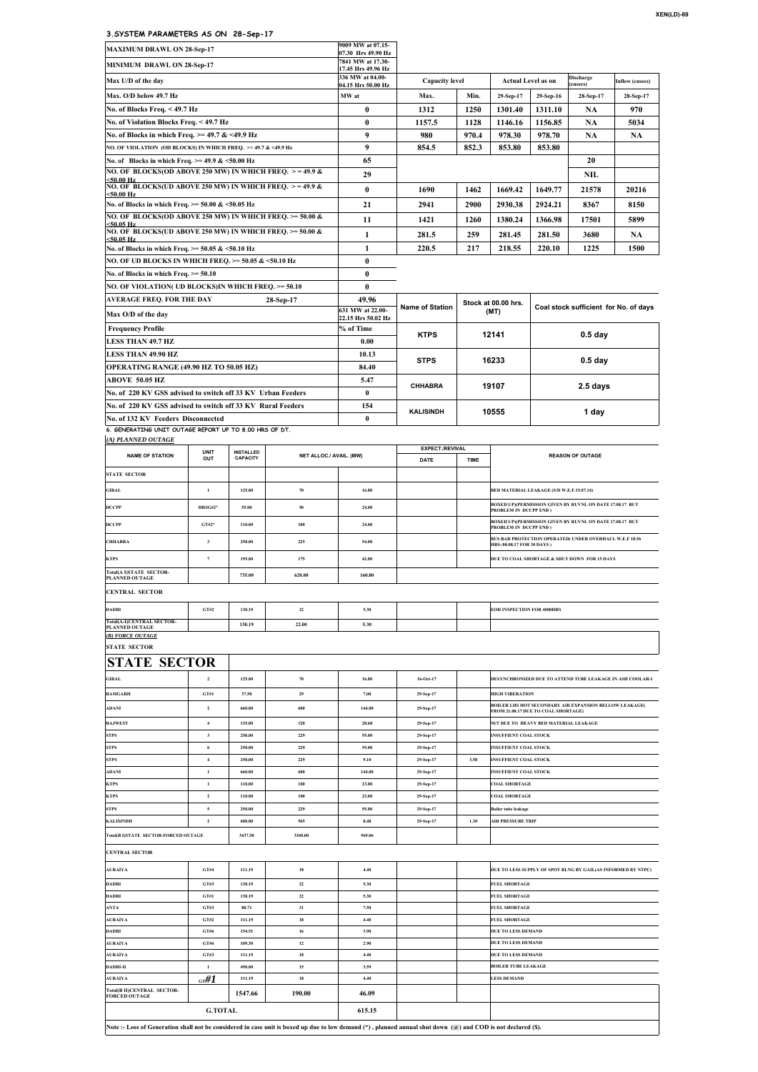## 3.SYSTEM PARAMETERS AS ON 28-Sep-17

| | |
|---|---|
| MAXIMUM DRAWL ON 28-Sep-17 | 9009 MW at 07.15-07.30 Hrs 49.90 Hz |
| MINIMUM DRAWL ON 28-Sep-17 | 7841 MW at 17.30-17.45 Hrs 49.96 Hz |
| Max U/D of the day | 336 MW at 04.00-04.15 Hrs 50.00 Hz |
| Max. O/D below 49.7 Hz | MW at |
| No. of Blocks Freq. < 49.7 Hz | 0 |
| No. of Violation Blocks Freq. < 49.7 Hz | 0 |
| No. of Blocks in which Freq. >= 49.7 & <49.9 Hz | 9 |
| NO. OF VIOLATION (OD BLOCKS) IN WHICH FREQ. >= 49.7 & <49.9 Hz | 9 |
| No. of Blocks in which Freq. >= 49.9 & <50.00 Hz | 65 |
| NO. OF BLOCKS(OD ABOVE 250 MW) IN WHICH FREQ. >= 49.9 & <50.00 Hz | 29 |
| NO. OF BLOCKS(UD ABOVE 250 MW) IN WHICH FREQ. >= 49.9 & <50.00 Hz | 0 |
| No. of Blocks in which Freq. >= 50.00 & <50.05 Hz | 21 |
| NO. OF BLOCKS(OD ABOVE 250 MW) IN WHICH FREQ. >= 50.00 & <50.05 Hz | 11 |
| NO. OF BLOCKS(UD ABOVE 250 MW) IN WHICH FREQ. >= 50.00 & <50.05 Hz | 1 |
| No. of Blocks in which Freq. >= 50.05 & <50.10 Hz | 1 |
| NO. OF UD BLOCKS IN WHICH FREQ. >= 50.05 & <50.10 Hz | 0 |
| No. of Blocks in which Freq. >= 50.10 | 0 |
| NO. OF VIOLATION( UD BLOCKS)IN WHICH FREQ. >= 50.10 | 0 |
| AVERAGE FREQ. FOR THE DAY 28-Sep-17 | 49.96 |
| Max O/D of the day | 631 MW at 22.00-22.15 Hrs 50.02 Hz |
| Frequency Profile | % of Time |
| LESS THAN 49.7 HZ | 0.00 |
| LESS THAN 49.90 HZ | 10.13 |
| OPERATING RANGE (49.90 HZ TO 50.05 HZ) | 84.40 |
| ABOVE 50.05 HZ | 5.47 |
| No. of 220 KV GSS advised to switch off 33 KV Urban Feeders | 0 |
| No. of 220 KV GSS advised to switch off 33 KV Rural Feeders | 154 |
| No. of 132 KV Feeders Disconnected | 0 |

| Capacity level Max. | Capacity level Min. | Actual Level as on 29-Sep-17 | Actual Level as on 29-Sep-16 | Discharge (cusecs) 28-Sep-17 | Inflow (cusecs) 28-Sep-17 |
|---|---|---|---|---|---|
| 1312 | 1250 | 1301.40 | 1311.10 | NA | 970 |
| 1157.5 | 1128 | 1146.16 | 1156.85 | NA | 5034 |
| 980 | 970.4 | 978.30 | 978.70 | NA | NA |
| 854.5 | 852.3 | 853.80 | 853.80 | | |
| | | | | 20 | |
| | | | | NIL | |
| 1690 | 1462 | 1669.42 | 1649.77 | 21578 | 20216 |
| 2941 | 2900 | 2930.38 | 2924.21 | 8367 | 8150 |
| 1421 | 1260 | 1380.24 | 1366.98 | 17501 | 5899 |
| 281.5 | 259 | 281.45 | 281.50 | 3680 | NA |
| 220.5 | 217 | 218.55 | 220.10 | 1225 | 1500 |

| Name of Station | Stock at 00.00 hrs. (MT) | Coal stock sufficient for No. of days |
|---|---|---|
| KTPS | 12141 | 0.5 day |
| STPS | 16233 | 0.5 day |
| CHHABRA | 19107 | 2.5 days |
| KALISINDH | 10555 | 1 day |

## 6. GENERATING UNIT OUTAGE REPORT UP TO 8.00 HRS OF DT.

### (A) PLANNED OUTAGE

| NAME OF STATION | UNIT OUT | INSTALLED CAPACITY | NET ALLOC./ AVAIL. (MW) | | EXPECT./REVIVAL DATE | TIME | REASON OF OUTAGE |
|---|---|---|---|---|---|---|---|
| STATE SECTOR | | | | | | | |
| GIRAL | 1 | 125.00 | 70 | 16.80 | | | BED MATERIAL LEAKAGE (S/D W.E.F.15.07.14) |
| DCCPP | HRSG#2* | 55.00 | 50 | 24.00 | | | BOXED UP(PERMISSION GIVEN BY RUVNL ON DATE 17.08.17 BUT PROBLEM IN DCCPP END ) |
| DCCPP | GT#2* | 110.00 | 100 | 24.00 | | | BOXED UP(PERMISSION GIVEN BY RUVNL ON DATE 17.08.17 BUT PROBLEM IN DCCPP END ) |
| CHHABRA | 3 | 250.00 | 225 | 54.00 | | | BUS BAR PROTECTION OPERATED( UNDER OVERHAUL W.E.F 18.56 HRS./08.08.17 FOR 30 DAYS ) |
| KTPS | 7 | 195.00 | 175 | 42.00 | | | DUE TO COAL SHORTAGE & SHUT DOWN FOR 15 DAYS |
| Total(A I)STATE SECTOR-PLANNED OUTAGE | | 735.00 | 620.00 | 160.80 | | | |
| CENTRAL SECTOR | | | | | | | |
| DADRI | GT#2 | 130.19 | 22 | 5.30 | | | EOH INSPECTION FOR 4000HRS |
| Total(A-I)CENTRAL SECTOR-PLANNED OUTAGE | | 130.19 | 22.00 | 5.30 | | | |

### (B) FORCE OUTAGE

STATE SECTOR

| NAME OF STATION | UNIT OUT | INSTALLED CAPACITY | NET ALLOC./ AVAIL. (MW) | | EXPECT./REVIVAL DATE | TIME | REASON OF OUTAGE |
|---|---|---|---|---|---|---|---|
| **STATE SECTOR** | | | | | | | |
| GIRAL | 2 | 125.00 | 70 | 16.80 | 16-Oct-17 | | DESYNCHRONIZED DUE TO ATTEND TUBE LEAKAGE IN ASH COOLAR-I |
| RAMGARH | GT#1 | 37.50 | 29 | 7.00 | 29-Sep-17 | | HIGH VIBERATION |
| ADANI | 2 | 660.00 | 600 | 144.00 | 29-Sep-17 | | BOILER LHS HOT SECONDARY AIR EXPANSION BELLOW LEAKAGE( FROM 21.08.17 DUE TO COAL SHORTAGE) |
| RAJWEST | 4 | 135.00 | 120 | 28.68 | 29-Sep-17 | | M/T DUE TO HEAVY BED MATERIAL LEAKAGE |
| STPS | 3 | 250.00 | 229 | 55.00 | 29-Sep-17 | | INSUFFIENT COAL STOCK |
| STPS | 6 | 250.00 | 229 | 55.00 | 29-Sep-17 | | INSUFFIENT COAL STOCK |
| STPS | 4 | 250.00 | 229 | 9.10 | 29-Sep-17 | 3.58 | INSUFFIENT COAL STOCK |
| ADANI | 1 | 660.00 | 600 | 144.00 | 29-Sep-17 | | INSUFFIENT COAL STOCK |
| KTPS | 1 | 110.00 | 100 | 23.00 | 29-Sep-17 | | COAL SHORTAGE |
| KTPS | 2 | 110.00 | 100 | 23.00 | 29-Sep-17 | | COAL SHORTAGE |
| STPS | 5 | 250.00 | 229 | 55.00 | 29-Sep-17 | | Boiler tube leakage |
| KALISINDH | 2 | 600.00 | 565 | 8.48 | 29-Sep-17 | 1.30 | AIR PRESSURE TRIP |
| Total(B I)STATE SECTOR-FORCED OUTAGE | | 3437.50 | 3100.00 | 569.06 | | | |
| CENTRAL SECTOR | | | | | | | |
| AURAIYA | GT#4 | 111.19 | 18 | 4.40 | | | DUE TO LESS SUPPLY OF SPOT RLNG BY GAIL(AS INFORMED BY NTPC) |
| DADRI | GT#3 | 130.19 | 22 | 5.30 | | | FUEL SHORTAGE |
| DADRI | GT#1 | 130.19 | 22 | 5.30 | | | FUEL SHORTAGE |
| ANTA | GT#3 | 88.71 | 31 | 7.50 | | | FUEL SHORTAGE |
| AURAIYA | GT#2 | 111.19 | 18 | 4.40 | | | FUEL SHORTAGE |
| DADRI | GT#6 | 154.51 | 16 | 3.90 | | | DUE TO LESS DEMAND |
| AURAIYA | GT#6 | 109.30 | 12 | 2.90 | | | DUE TO LESS DEMAND |
| AURAIYA | GT#3 | 111.19 | 18 | 4.40 | | | DUE TO LESS DEMAND |
| DADRI-II | 1 | 490.00 | 15 | 3.59 | | | BOILER TUBE LEAKAGE |
| AURAIYA | GT#1 | 111.19 | 18 | 4.40 | | | LESS DEMAND |
| Total(B II)CENTRAL SECTOR-FORCED OUTAGE | | 1547.66 | 190.00 | 46.09 | | | |
| G.TOTAL | | | | 615.15 | | | |

Note :- Loss of Generation shall not be considered in case unit is boxed up due to low demand (*) , planned annual shut down (@) and COD is not declared ($).